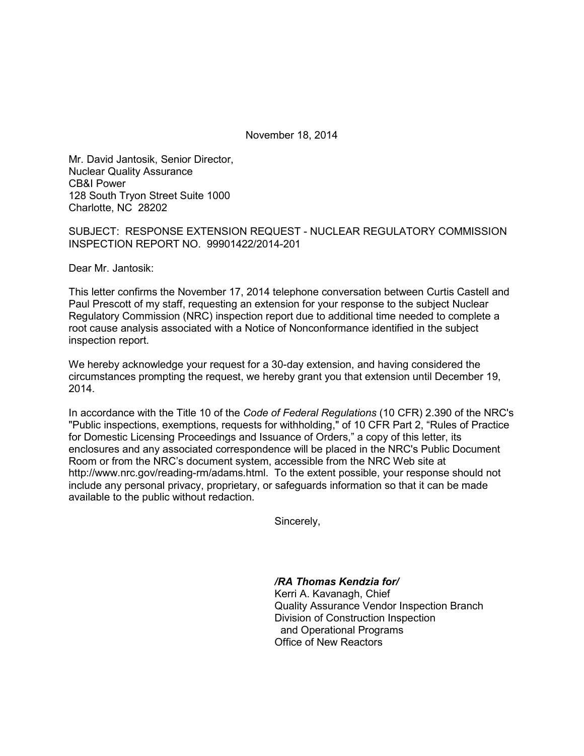November 18, 2014

Mr. David Jantosik, Senior Director,  
Nuclear Quality Assurance  
CB&I Power  
128 South Tryon Street Suite 1000  
Charlotte, NC 28202

SUBJECT: RESPONSE EXTENSION REQUEST - NUCLEAR REGULATORY COMMISSION INSPECTION REPORT NO. 99901422/2014-201

Dear Mr. Jantosik:

This letter confirms the November 17, 2014 telephone conversation between Curtis Castell and Paul Prescott of my staff, requesting an extension for your response to the subject Nuclear Regulatory Commission (NRC) inspection report due to additional time needed to complete a root cause analysis associated with a Notice of Nonconformance identified in the subject inspection report.

We hereby acknowledge your request for a 30-day extension, and having considered the circumstances prompting the request, we hereby grant you that extension until December 19, 2014.

In accordance with the Title 10 of the *Code of Federal Regulations* (10 CFR) 2.390 of the NRC's "Public inspections, exemptions, requests for withholding," of 10 CFR Part 2, "Rules of Practice for Domestic Licensing Proceedings and Issuance of Orders," a copy of this letter, its enclosures and any associated correspondence will be placed in the NRC's Public Document Room or from the NRC's document system, accessible from the NRC Web site at http://www.nrc.gov/reading-rm/adams.html. To the extent possible, your response should not include any personal privacy, proprietary, or safeguards information so that it can be made available to the public without redaction.

Sincerely,

***/RA Thomas Kendzia for/***  
Kerri A. Kavanagh, Chief  
Quality Assurance Vendor Inspection Branch  
Division of Construction Inspection  
and Operational Programs  
Office of New Reactors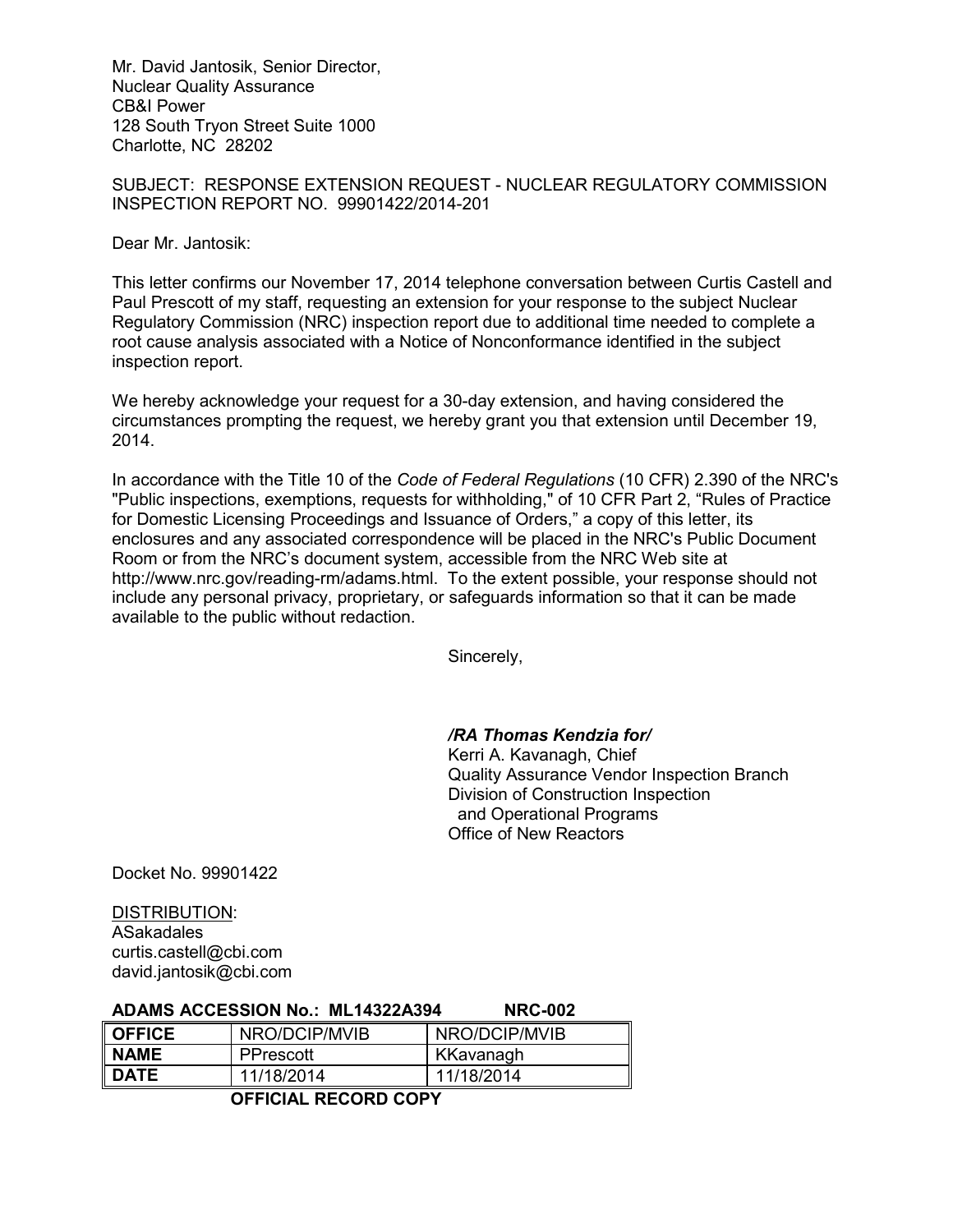Mr. David Jantosik, Senior Director,
Nuclear Quality Assurance
CB&I Power
128 South Tryon Street Suite 1000
Charlotte, NC 28202

SUBJECT: RESPONSE EXTENSION REQUEST - NUCLEAR REGULATORY COMMISSION INSPECTION REPORT NO. 99901422/2014-201

Dear Mr. Jantosik:

This letter confirms our November 17, 2014 telephone conversation between Curtis Castell and Paul Prescott of my staff, requesting an extension for your response to the subject Nuclear Regulatory Commission (NRC) inspection report due to additional time needed to complete a root cause analysis associated with a Notice of Nonconformance identified in the subject inspection report.

We hereby acknowledge your request for a 30-day extension, and having considered the circumstances prompting the request, we hereby grant you that extension until December 19, 2014.

In accordance with the Title 10 of the *Code of Federal Regulations* (10 CFR) 2.390 of the NRC's "Public inspections, exemptions, requests for withholding," of 10 CFR Part 2, "Rules of Practice for Domestic Licensing Proceedings and Issuance of Orders," a copy of this letter, its enclosures and any associated correspondence will be placed in the NRC's Public Document Room or from the NRC's document system, accessible from the NRC Web site at http://www.nrc.gov/reading-rm/adams.html. To the extent possible, your response should not include any personal privacy, proprietary, or safeguards information so that it can be made available to the public without redaction.

Sincerely,

***/RA Thomas Kendzia for/***
Kerri A. Kavanagh, Chief
Quality Assurance Vendor Inspection Branch
Division of Construction Inspection
and Operational Programs
Office of New Reactors

Docket No. 99901422

DISTRIBUTION:
ASakadales
curtis.castell@cbi.com
david.jantosik@cbi.com

**ADAMS ACCESSION No.: ML14322A394 NRC-002**

| **OFFICE** | NRO/DCIP/MVIB | NRO/DCIP/MVIB |
|---|---|---|
| **NAME** | PPrescott | KKavanagh |
| **DATE** | 11/18/2014 | 11/18/2014 |

**OFFICIAL RECORD COPY**